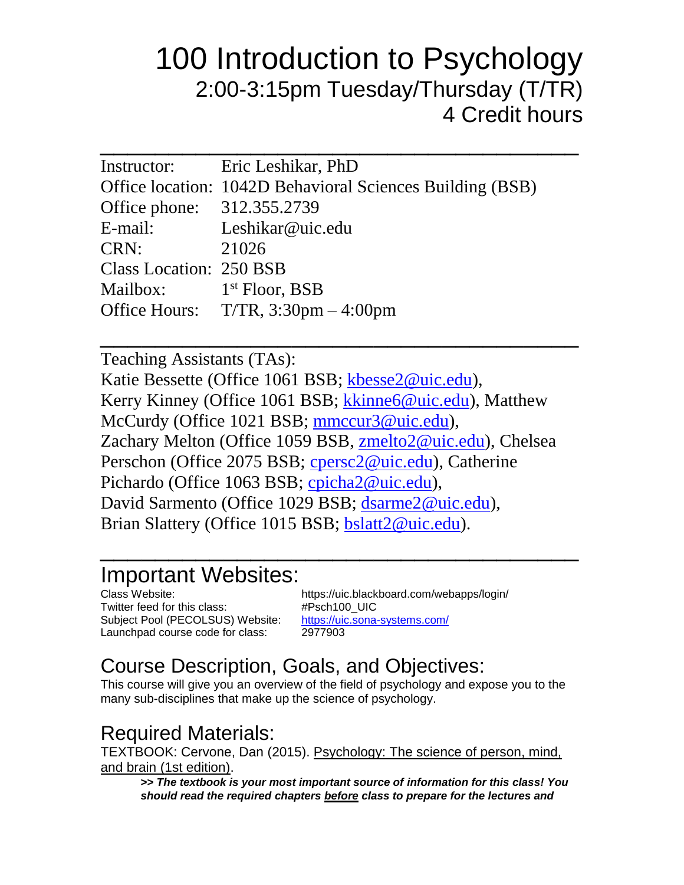# 100 Introduction to Psychology

## 2:00-3:15pm Tuesday/Thursday (T/TR)

## 4 Credit hours

---

| | |
|---|---|
| Instructor: | Eric Leshikar, PhD |
| Office location: | 1042D Behavioral Sciences Building (BSB) |
| Office phone: | 312.355.2739 |
| E-mail: | Leshikar@uic.edu |
| CRN: | 21026 |
| Class Location: | 250 BSB |
| Mailbox: | 1st Floor, BSB |
| Office Hours: | T/TR, 3:30pm – 4:00pm |

---

Teaching Assistants (TAs):
Katie Bessette (Office 1061 BSB; kbesse2@uic.edu), Kerry Kinney (Office 1061 BSB; kkinne6@uic.edu), Matthew McCurdy (Office 1021 BSB; mmccur3@uic.edu), Zachary Melton (Office 1059 BSB, zmelto2@uic.edu), Chelsea Perschon (Office 2075 BSB; cpersc2@uic.edu), Catherine Pichardo (Office 1063 BSB; cpicha2@uic.edu), David Sarmento (Office 1029 BSB; dsarme2@uic.edu), Brian Slattery (Office 1015 BSB; bslatt2@uic.edu).

---

## Important Websites:

| | |
|---|---|
| Class Website: | https://uic.blackboard.com/webapps/login/ |
| Twitter feed for this class: | #Psch100_UIC |
| Subject Pool (PECOLSUS) Website: | https://uic.sona-systems.com/ |
| Launchpad course code for class: | 2977903 |

## Course Description, Goals, and Objectives:

This course will give you an overview of the field of psychology and expose you to the many sub-disciplines that make up the science of psychology.

## Required Materials:

TEXTBOOK: Cervone, Dan (2015). Psychology: The science of person, mind, and brain (1st edition).

> ***>> The textbook is your most important source of information for this class! You should read the required chapters before class to prepare for the lectures and***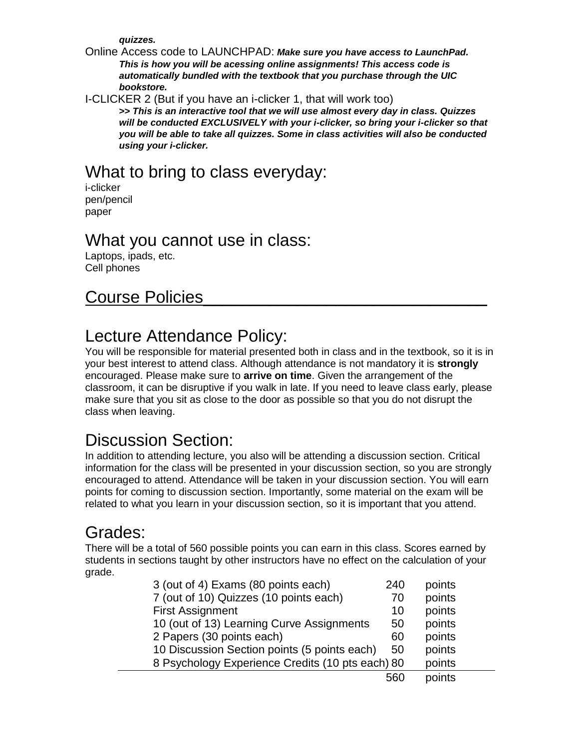***quizzes.***

Online Access code to LAUNCHPAD: ***Make sure you have access to LaunchPad. This is how you will be acessing online assignments! This access code is automatically bundled with the textbook that you purchase through the UIC bookstore.***

I-CLICKER 2 (But if you have an i-clicker 1, that will work too)

***>> This is an interactive tool that we will use almost every day in class. Quizzes will be conducted EXCLUSIVELY with your i-clicker, so bring your i-clicker so that you will be able to take all quizzes. Some in class activities will also be conducted using your i-clicker.***

## What to bring to class everyday:

i-clicker
pen/pencil
paper

## What you cannot use in class:

Laptops, ipads, etc.
Cell phones

# Course Policies

## Lecture Attendance Policy:

You will be responsible for material presented both in class and in the textbook, so it is in your best interest to attend class. Although attendance is not mandatory it is **strongly** encouraged. Please make sure to **arrive on time**. Given the arrangement of the classroom, it can be disruptive if you walk in late. If you need to leave class early, please make sure that you sit as close to the door as possible so that you do not disrupt the class when leaving.

## Discussion Section:

In addition to attending lecture, you also will be attending a discussion section. Critical information for the class will be presented in your discussion section, so you are strongly encouraged to attend. Attendance will be taken in your discussion section. You will earn points for coming to discussion section. Importantly, some material on the exam will be related to what you learn in your discussion section, so it is important that you attend.

## Grades:

There will be a total of 560 possible points you can earn in this class. Scores earned by students in sections taught by other instructors have no effect on the calculation of your grade.

| Item | Points | |
|---|---|---|
| 3 (out of 4) Exams (80 points each) | 240 | points |
| 7 (out of 10) Quizzes (10 points each) | 70 | points |
| First Assignment | 10 | points |
| 10 (out of 13) Learning Curve Assignments | 50 | points |
| 2 Papers (30 points each) | 60 | points |
| 10 Discussion Section points (5 points each) | 50 | points |
| 8 Psychology Experience Credits (10 pts each) | 80 | points |
| | 560 | points |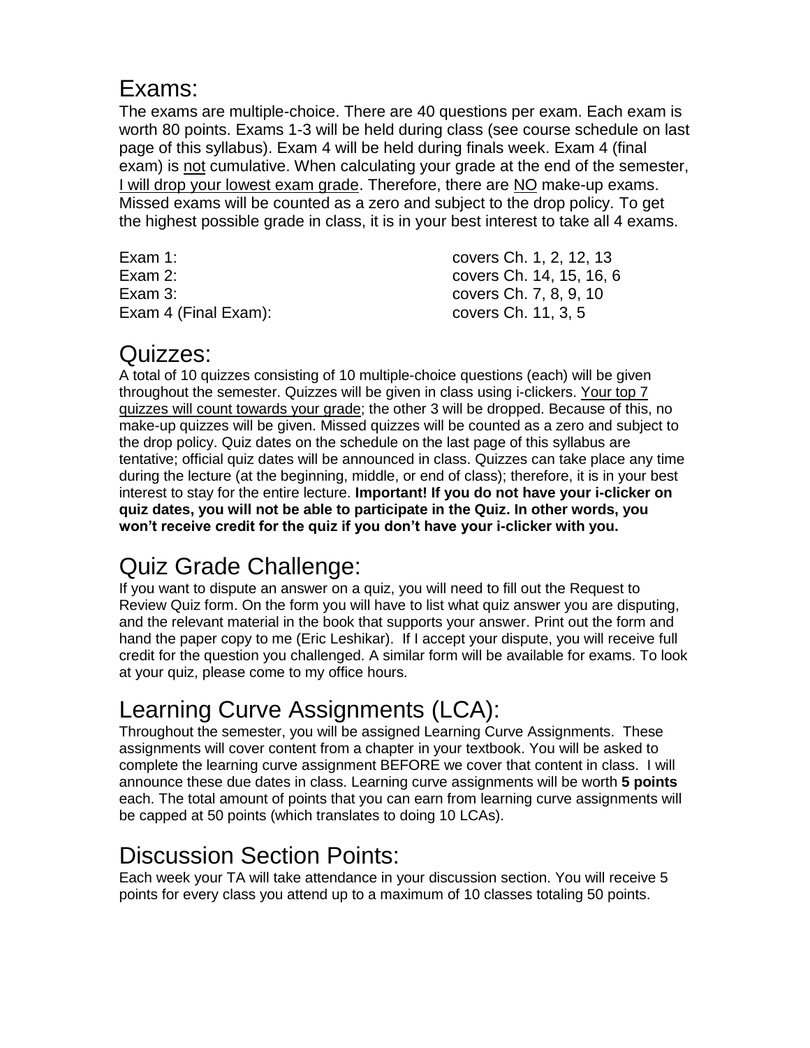## Exams:

The exams are multiple-choice. There are 40 questions per exam. Each exam is worth 80 points. Exams 1-3 will be held during class (see course schedule on last page of this syllabus). Exam 4 will be held during finals week. Exam 4 (final exam) is not cumulative. When calculating your grade at the end of the semester, I will drop your lowest exam grade. Therefore, there are NO make-up exams. Missed exams will be counted as a zero and subject to the drop policy. To get the highest possible grade in class, it is in your best interest to take all 4 exams.

| | |
|---|---|
| Exam 1: | covers Ch. 1, 2, 12, 13 |
| Exam 2: | covers Ch. 14, 15, 16, 6 |
| Exam 3: | covers Ch. 7, 8, 9, 10 |
| Exam 4 (Final Exam): | covers Ch. 11, 3, 5 |

## Quizzes:

A total of 10 quizzes consisting of 10 multiple-choice questions (each) will be given throughout the semester. Quizzes will be given in class using i-clickers. Your top 7 quizzes will count towards your grade; the other 3 will be dropped. Because of this, no make-up quizzes will be given. Missed quizzes will be counted as a zero and subject to the drop policy. Quiz dates on the schedule on the last page of this syllabus are tentative; official quiz dates will be announced in class. Quizzes can take place any time during the lecture (at the beginning, middle, or end of class); therefore, it is in your best interest to stay for the entire lecture. **Important! If you do not have your i-clicker on quiz dates, you will not be able to participate in the Quiz. In other words, you won't receive credit for the quiz if you don't have your i-clicker with you.**

## Quiz Grade Challenge:

If you want to dispute an answer on a quiz, you will need to fill out the Request to Review Quiz form. On the form you will have to list what quiz answer you are disputing, and the relevant material in the book that supports your answer. Print out the form and hand the paper copy to me (Eric Leshikar). If I accept your dispute, you will receive full credit for the question you challenged. A similar form will be available for exams. To look at your quiz, please come to my office hours.

## Learning Curve Assignments (LCA):

Throughout the semester, you will be assigned Learning Curve Assignments. These assignments will cover content from a chapter in your textbook. You will be asked to complete the learning curve assignment BEFORE we cover that content in class. I will announce these due dates in class. Learning curve assignments will be worth **5 points** each. The total amount of points that you can earn from learning curve assignments will be capped at 50 points (which translates to doing 10 LCAs).

## Discussion Section Points:

Each week your TA will take attendance in your discussion section. You will receive 5 points for every class you attend up to a maximum of 10 classes totaling 50 points.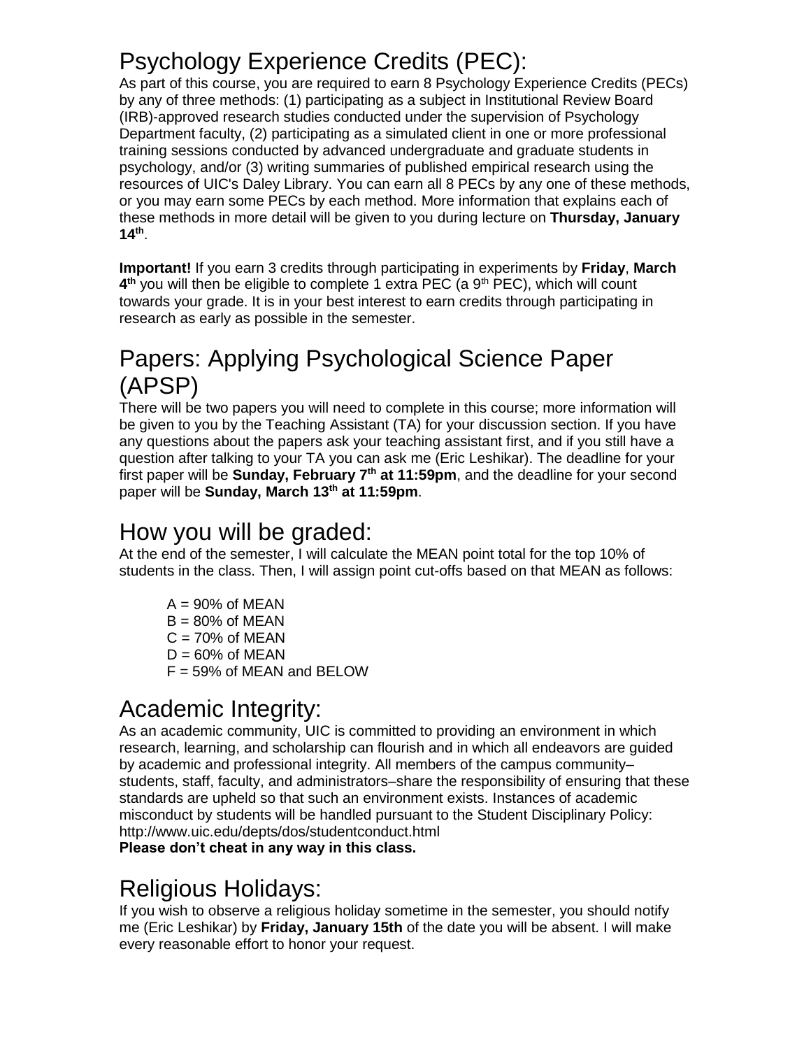## Psychology Experience Credits (PEC):

As part of this course, you are required to earn 8 Psychology Experience Credits (PECs) by any of three methods: (1) participating as a subject in Institutional Review Board (IRB)-approved research studies conducted under the supervision of Psychology Department faculty, (2) participating as a simulated client in one or more professional training sessions conducted by advanced undergraduate and graduate students in psychology, and/or (3) writing summaries of published empirical research using the resources of UIC's Daley Library. You can earn all 8 PECs by any one of these methods, or you may earn some PECs by each method. More information that explains each of these methods in more detail will be given to you during lecture on **Thursday, January 14th**.

**Important!** If you earn 3 credits through participating in experiments by **Friday**, **March 4th** you will then be eligible to complete 1 extra PEC (a 9th PEC), which will count towards your grade. It is in your best interest to earn credits through participating in research as early as possible in the semester.

## Papers: Applying Psychological Science Paper (APSP)

There will be two papers you will need to complete in this course; more information will be given to you by the Teaching Assistant (TA) for your discussion section. If you have any questions about the papers ask your teaching assistant first, and if you still have a question after talking to your TA you can ask me (Eric Leshikar). The deadline for your first paper will be **Sunday, February 7th at 11:59pm**, and the deadline for your second paper will be **Sunday, March 13th at 11:59pm**.

## How you will be graded:

At the end of the semester, I will calculate the MEAN point total for the top 10% of students in the class. Then, I will assign point cut-offs based on that MEAN as follows:

A = 90% of MEAN
B = 80% of MEAN
C = 70% of MEAN
D = 60% of MEAN
F = 59% of MEAN and BELOW

## Academic Integrity:

As an academic community, UIC is committed to providing an environment in which research, learning, and scholarship can flourish and in which all endeavors are guided by academic and professional integrity. All members of the campus community–students, staff, faculty, and administrators–share the responsibility of ensuring that these standards are upheld so that such an environment exists. Instances of academic misconduct by students will be handled pursuant to the Student Disciplinary Policy: http://www.uic.edu/depts/dos/studentconduct.html
**Please don't cheat in any way in this class.**

## Religious Holidays:

If you wish to observe a religious holiday sometime in the semester, you should notify me (Eric Leshikar) by **Friday, January 15th** of the date you will be absent. I will make every reasonable effort to honor your request.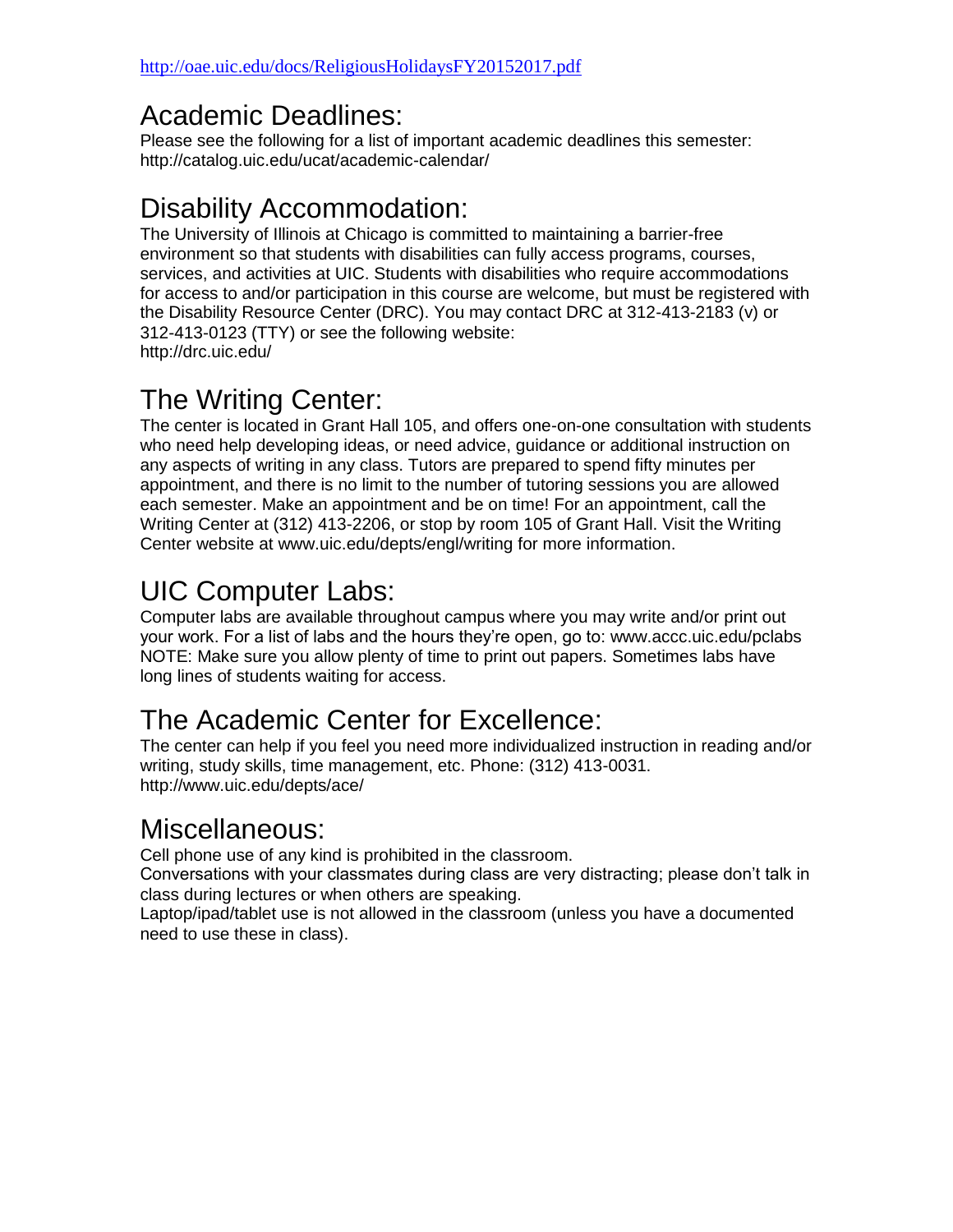http://oae.uic.edu/docs/ReligiousHolidaysFY20152017.pdf

## Academic Deadlines:

Please see the following for a list of important academic deadlines this semester: http://catalog.uic.edu/ucat/academic-calendar/

## Disability Accommodation:

The University of Illinois at Chicago is committed to maintaining a barrier-free environment so that students with disabilities can fully access programs, courses, services, and activities at UIC. Students with disabilities who require accommodations for access to and/or participation in this course are welcome, but must be registered with the Disability Resource Center (DRC). You may contact DRC at 312-413-2183 (v) or 312-413-0123 (TTY) or see the following website:
http://drc.uic.edu/

## The Writing Center:

The center is located in Grant Hall 105, and offers one-on-one consultation with students who need help developing ideas, or need advice, guidance or additional instruction on any aspects of writing in any class. Tutors are prepared to spend fifty minutes per appointment, and there is no limit to the number of tutoring sessions you are allowed each semester. Make an appointment and be on time! For an appointment, call the Writing Center at (312) 413-2206, or stop by room 105 of Grant Hall. Visit the Writing Center website at www.uic.edu/depts/engl/writing for more information.

## UIC Computer Labs:

Computer labs are available throughout campus where you may write and/or print out your work. For a list of labs and the hours they're open, go to: www.accc.uic.edu/pclabs
NOTE: Make sure you allow plenty of time to print out papers. Sometimes labs have long lines of students waiting for access.

## The Academic Center for Excellence:

The center can help if you feel you need more individualized instruction in reading and/or writing, study skills, time management, etc. Phone: (312) 413-0031.
http://www.uic.edu/depts/ace/

## Miscellaneous:

Cell phone use of any kind is prohibited in the classroom.
Conversations with your classmates during class are very distracting; please don't talk in class during lectures or when others are speaking.
Laptop/ipad/tablet use is not allowed in the classroom (unless you have a documented need to use these in class).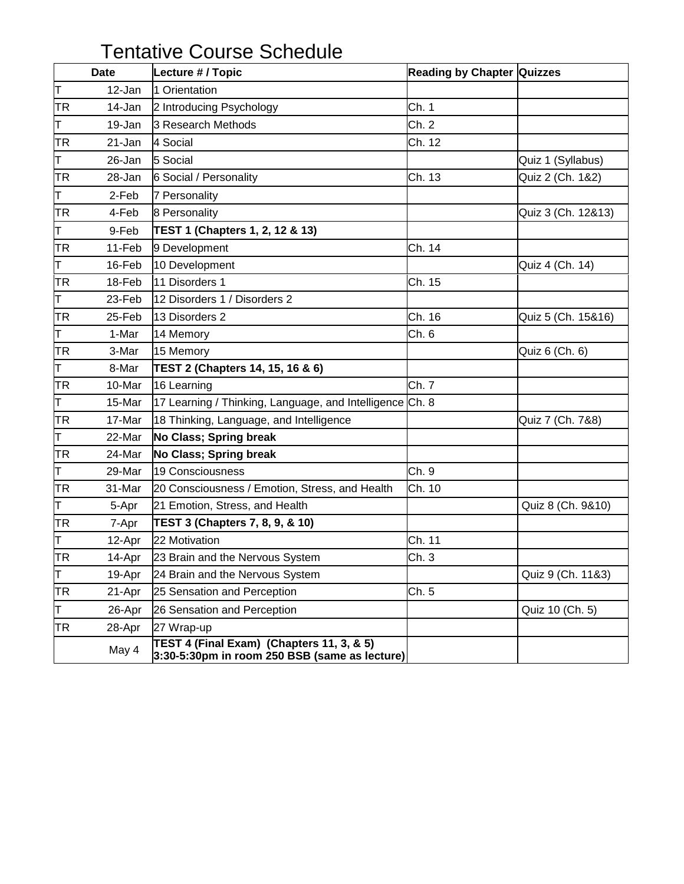# Tentative Course Schedule

| Date | | Lecture # / Topic | Reading by Chapter | Quizzes |
|---|---|---|---|---|
| T | 12-Jan | 1 Orientation | | |
| TR | 14-Jan | 2 Introducing Psychology | Ch. 1 | |
| T | 19-Jan | 3 Research Methods | Ch. 2 | |
| TR | 21-Jan | 4 Social | Ch. 12 | |
| T | 26-Jan | 5 Social | | Quiz 1 (Syllabus) |
| TR | 28-Jan | 6 Social / Personality | Ch. 13 | Quiz 2 (Ch. 1&2) |
| T | 2-Feb | 7 Personality | | |
| TR | 4-Feb | 8 Personality | | Quiz 3 (Ch. 12&13) |
| T | 9-Feb | **TEST 1 (Chapters 1, 2, 12 & 13)** | | |
| TR | 11-Feb | 9 Development | Ch. 14 | |
| T | 16-Feb | 10 Development | | Quiz 4 (Ch. 14) |
| TR | 18-Feb | 11 Disorders 1 | Ch. 15 | |
| T | 23-Feb | 12 Disorders 1 / Disorders 2 | | |
| TR | 25-Feb | 13 Disorders 2 | Ch. 16 | Quiz 5 (Ch. 15&16) |
| T | 1-Mar | 14 Memory | Ch. 6 | |
| TR | 3-Mar | 15 Memory | | Quiz 6 (Ch. 6) |
| T | 8-Mar | **TEST 2 (Chapters 14, 15, 16 & 6)** | | |
| TR | 10-Mar | 16 Learning | Ch. 7 | |
| T | 15-Mar | 17 Learning / Thinking, Language, and Intelligence | Ch. 8 | |
| TR | 17-Mar | 18 Thinking, Language, and Intelligence | | Quiz 7 (Ch. 7&8) |
| T | 22-Mar | **No Class; Spring break** | | |
| TR | 24-Mar | **No Class; Spring break** | | |
| T | 29-Mar | 19 Consciousness | Ch. 9 | |
| TR | 31-Mar | 20 Consciousness / Emotion, Stress, and Health | Ch. 10 | |
| T | 5-Apr | 21 Emotion, Stress, and Health | | Quiz 8 (Ch. 9&10) |
| TR | 7-Apr | **TEST 3 (Chapters 7, 8, 9, & 10)** | | |
| T | 12-Apr | 22 Motivation | Ch. 11 | |
| TR | 14-Apr | 23 Brain and the Nervous System | Ch. 3 | |
| T | 19-Apr | 24 Brain and the Nervous System | | Quiz 9 (Ch. 11&3) |
| TR | 21-Apr | 25 Sensation and Perception | Ch. 5 | |
| T | 26-Apr | 26 Sensation and Perception | | Quiz 10 (Ch. 5) |
| TR | 28-Apr | 27 Wrap-up | | |
| | May 4 | **TEST 4 (Final Exam) (Chapters 11, 3, & 5) 3:30-5:30pm in room 250 BSB (same as lecture)** | | |